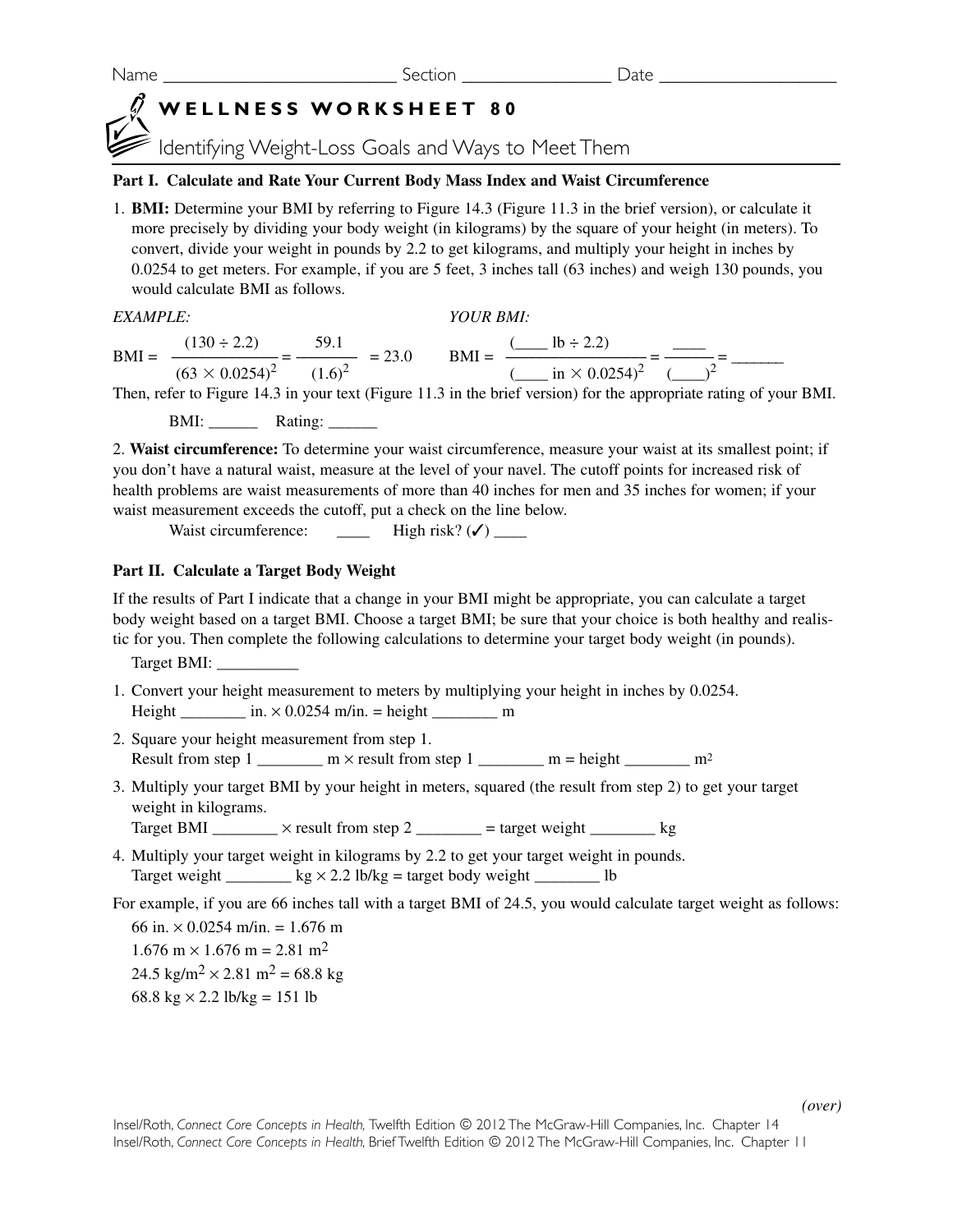Name \_\_\_\_\_\_\_\_\_\_\_\_\_\_\_\_\_\_\_\_\_\_\_\_\_\_ Section \_\_\_\_\_\_\_\_\_\_\_\_\_\_\_\_\_ Date \_\_\_\_\_\_\_\_\_\_\_\_\_\_\_\_\_\_\_\_

# WELLNESS WORKSHEET 80

## Identifying Weight-Loss Goals and Ways to Meet Them

**Part I. Calculate and Rate Your Current Body Mass Index and Waist Circumference**

1. **BMI:** Determine your BMI by referring to Figure 14.3 (Figure 11.3 in the brief version), or calculate it more precisely by dividing your body weight (in kilograms) by the square of your height (in meters). To convert, divide your weight in pounds by 2.2 to get kilograms, and multiply your height in inches by 0.0254 to get meters. For example, if you are 5 feet, 3 inches tall (63 inches) and weigh 130 pounds, you would calculate BMI as follows.

*EXAMPLE:*

$$\text{BMI} = \frac{(130 \div 2.2)}{(63 \times 0.0254)^2} = \frac{59.1}{(1.6)^2} = 23.0$$

*YOUR BMI:*

$$\text{BMI} = \frac{(\_\_\_\_ \text{ lb} \div 2.2)}{(\_\_\_\_ \text{ in} \times 0.0254)^2} = \frac{\_\_\_\_}{(\_\_\_\_)^2} = \_\_\_\_\_\_$$

Then, refer to Figure 14.3 in your text (Figure 11.3 in the brief version) for the appropriate rating of your BMI.

BMI: \_\_\_\_\_\_ Rating: \_\_\_\_\_\_

2. **Waist circumference:** To determine your waist circumference, measure your waist at its smallest point; if you don't have a natural waist, measure at the level of your navel. The cutoff points for increased risk of health problems are waist measurements of more than 40 inches for men and 35 inches for women; if your waist measurement exceeds the cutoff, put a check on the line below.

Waist circumference: \_\_\_\_ High risk? (✓) \_\_\_\_

**Part II. Calculate a Target Body Weight**

If the results of Part I indicate that a change in your BMI might be appropriate, you can calculate a target body weight based on a target BMI. Choose a target BMI; be sure that your choice is both healthy and realistic for you. Then complete the following calculations to determine your target body weight (in pounds).

Target BMI: \_\_\_\_\_\_\_\_\_\_

1. Convert your height measurement to meters by multiplying your height in inches by 0.0254.
   Height \_\_\_\_\_\_\_\_ in. × 0.0254 m/in. = height \_\_\_\_\_\_\_\_ m
2. Square your height measurement from step 1.
   Result from step 1 \_\_\_\_\_\_\_\_ m × result from step 1 \_\_\_\_\_\_\_\_ m = height \_\_\_\_\_\_\_\_ $m^2$
3. Multiply your target BMI by your height in meters, squared (the result from step 2) to get your target weight in kilograms.
   Target BMI \_\_\_\_\_\_\_\_ × result from step 2 \_\_\_\_\_\_\_\_ = target weight \_\_\_\_\_\_\_\_ kg
4. Multiply your target weight in kilograms by 2.2 to get your target weight in pounds.
   Target weight \_\_\_\_\_\_\_\_ kg × 2.2 lb/kg = target body weight \_\_\_\_\_\_\_\_ lb

For example, if you are 66 inches tall with a target BMI of 24.5, you would calculate target weight as follows:

66 in. × 0.0254 m/in. = 1.676 m

1.676 m × 1.676 m = 2.81 $m^2$

24.5 $kg/m^2$ × 2.81 $m^2$ = 68.8 kg

68.8 kg × 2.2 lb/kg = 151 lb

*(over)*

Insel/Roth, *Connect Core Concepts in Health,* Twelfth Edition © 2012 The McGraw-Hill Companies, Inc. Chapter 14
Insel/Roth, *Connect Core Concepts in Health,* Brief Twelfth Edition © 2012 The McGraw-Hill Companies, Inc. Chapter 11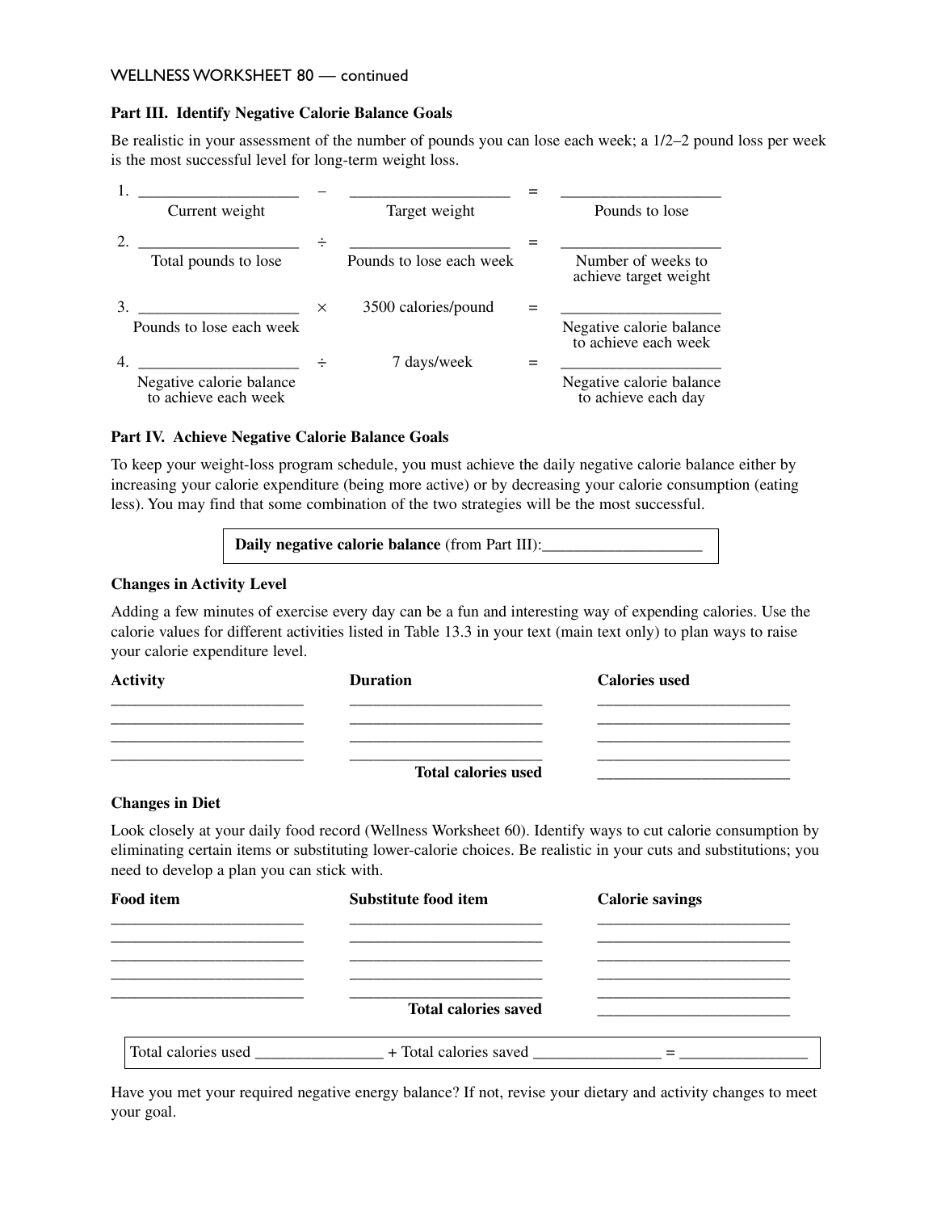## Part III. Identify Negative Calorie Balance Goals

Be realistic in your assessment of the number of pounds you can lose each week; a 1/2–2 pound loss per week is the most successful level for long-term weight loss.

| | | | | | |
|---|---|---|---|---|---|
| 1. | ___________________ Current weight | – | ___________________ Target weight | = | ___________________ Pounds to lose |
| 2. | ___________________ Total pounds to lose | ÷ | ___________________ Pounds to lose each week | = | ___________________ Number of weeks to achieve target weight |
| 3. | ___________________ Pounds to lose each week | × | 3500 calories/pound | = | ___________________ Negative calorie balance to achieve each week |
| 4. | ___________________ Negative calorie balance to achieve each week | ÷ | 7 days/week | = | ___________________ Negative calorie balance to achieve each day |

## Part IV. Achieve Negative Calorie Balance Goals

To keep your weight-loss program schedule, you must achieve the daily negative calorie balance either by increasing your calorie expenditure (being more active) or by decreasing your calorie consumption (eating less). You may find that some combination of the two strategies will be the most successful.

**Daily negative calorie balance** (from Part III):___________________

### Changes in Activity Level

Adding a few minutes of exercise every day can be a fun and interesting way of expending calories. Use the calorie values for different activities listed in Table 13.3 in your text (main text only) to plan ways to raise your calorie expenditure level.

| Activity | Duration | Calories used |
|---|---|---|
| _______________________ | _______________________ | _______________________ |
| _______________________ | _______________________ | _______________________ |
| _______________________ | _______________________ | _______________________ |
| _______________________ | _______________________ | _______________________ |
| | **Total calories used** | _______________________ |

### Changes in Diet

Look closely at your daily food record (Wellness Worksheet 60). Identify ways to cut calorie consumption by eliminating certain items or substituting lower-calorie choices. Be realistic in your cuts and substitutions; you need to develop a plan you can stick with.

| Food item | Substitute food item | Calorie savings |
|---|---|---|
| _______________________ | _______________________ | _______________________ |
| _______________________ | _______________________ | _______________________ |
| _______________________ | _______________________ | _______________________ |
| _______________________ | _______________________ | _______________________ |
| _______________________ | _______________________ | _______________________ |
| | **Total calories saved** | _______________________ |

Total calories used _______________ + Total calories saved _______________ = _______________

Have you met your required negative energy balance? If not, revise your dietary and activity changes to meet your goal.